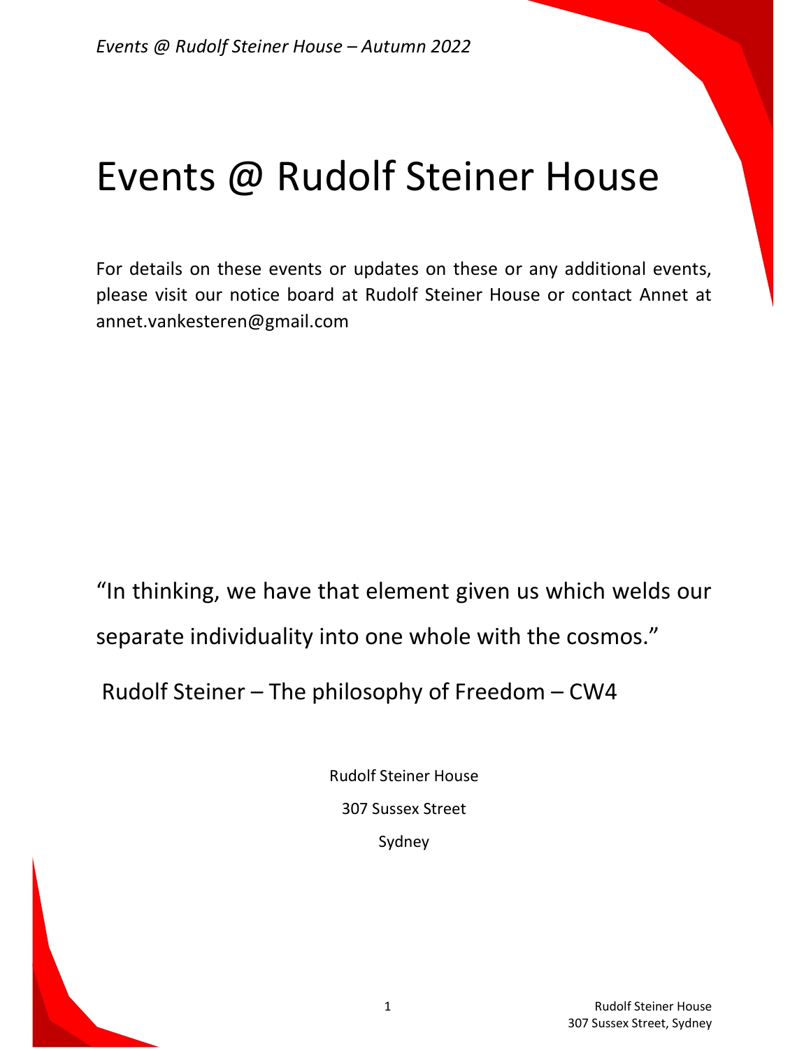# Events @ Rudolf Steiner House

For details on these events or updates on these or any additional events, please visit our notice board at Rudolf Steiner House or contact Annet at annet.vankesteren@gmail.com

“In thinking, we have that element given us which welds our separate individuality into one whole with the cosmos.”

Rudolf Steiner – The philosophy of Freedom – CW4

Rudolf Steiner House

307 Sussex Street

Sydney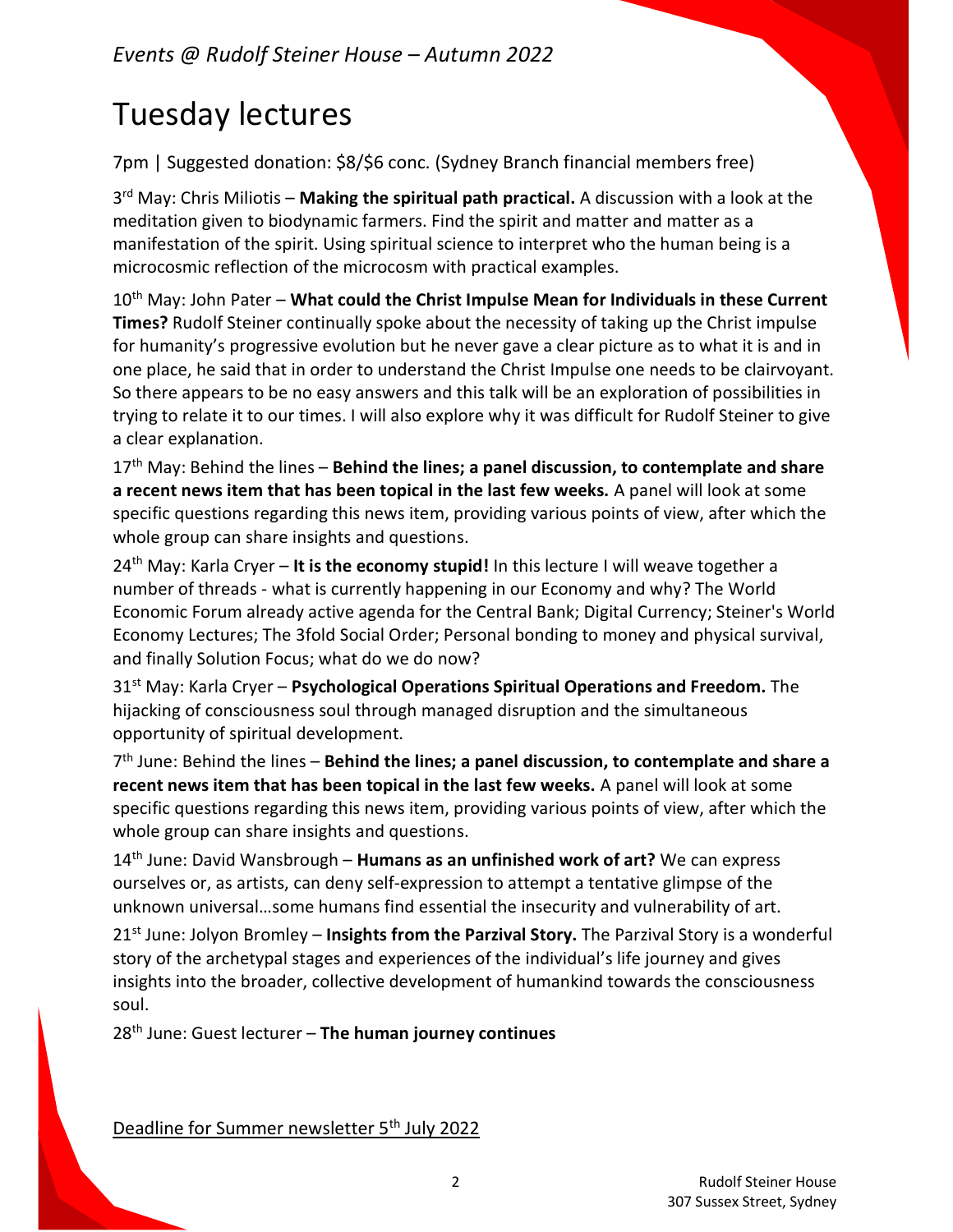*Events @ Rudolf Steiner House – Autumn 2022*

# Tuesday lectures

7pm | Suggested donation: $8/$6 conc. (Sydney Branch financial members free)

3rd May: Chris Miliotis – **Making the spiritual path practical.** A discussion with a look at the meditation given to biodynamic farmers. Find the spirit and matter and matter as a manifestation of the spirit. Using spiritual science to interpret who the human being is a microcosmic reflection of the microcosm with practical examples.

10th May: John Pater – **What could the Christ Impulse Mean for Individuals in these Current Times?** Rudolf Steiner continually spoke about the necessity of taking up the Christ impulse for humanity's progressive evolution but he never gave a clear picture as to what it is and in one place, he said that in order to understand the Christ Impulse one needs to be clairvoyant. So there appears to be no easy answers and this talk will be an exploration of possibilities in trying to relate it to our times. I will also explore why it was difficult for Rudolf Steiner to give a clear explanation.

17th May: Behind the lines – **Behind the lines; a panel discussion, to contemplate and share a recent news item that has been topical in the last few weeks.** A panel will look at some specific questions regarding this news item, providing various points of view, after which the whole group can share insights and questions.

24th May: Karla Cryer – **It is the economy stupid!** In this lecture I will weave together a number of threads - what is currently happening in our Economy and why? The World Economic Forum already active agenda for the Central Bank; Digital Currency; Steiner's World Economy Lectures; The 3fold Social Order; Personal bonding to money and physical survival, and finally Solution Focus; what do we do now?

31st May: Karla Cryer – **Psychological Operations Spiritual Operations and Freedom.** The hijacking of consciousness soul through managed disruption and the simultaneous opportunity of spiritual development.

7th June: Behind the lines – **Behind the lines; a panel discussion, to contemplate and share a recent news item that has been topical in the last few weeks.** A panel will look at some specific questions regarding this news item, providing various points of view, after which the whole group can share insights and questions.

14th June: David Wansbrough – **Humans as an unfinished work of art?** We can express ourselves or, as artists, can deny self-expression to attempt a tentative glimpse of the unknown universal…some humans find essential the insecurity and vulnerability of art.

21st June: Jolyon Bromley – **Insights from the Parzival Story.** The Parzival Story is a wonderful story of the archetypal stages and experiences of the individual's life journey and gives insights into the broader, collective development of humankind towards the consciousness soul.

28th June: Guest lecturer – **The human journey continues**

Deadline for Summer newsletter 5th July 2022

Rudolf Steiner House
307 Sussex Street, Sydney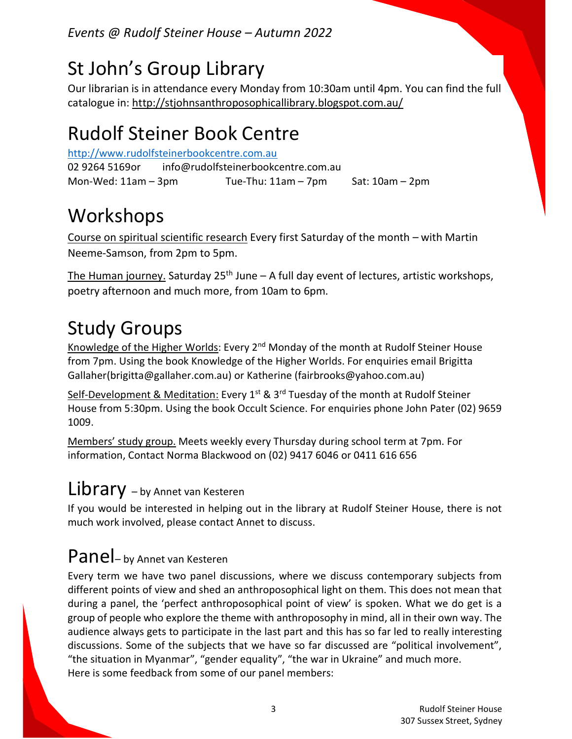## St John's Group Library

Our librarian is in attendance every Monday from 10:30am until 4pm. You can find the full catalogue in: http://stjohnsanthroposophicallibrary.blogspot.com.au/

## Rudolf Steiner Book Centre

http://www.rudolfsteinerbookcentre.com.au
02 9264 5169or info@rudolfsteinerbookcentre.com.au
Mon-Wed: 11am – 3pm Tue-Thu: 11am – 7pm Sat: 10am – 2pm

## Workshops

Course on spiritual scientific research Every first Saturday of the month – with Martin Neeme-Samson, from 2pm to 5pm.

The Human journey. Saturday 25th June – A full day event of lectures, artistic workshops, poetry afternoon and much more, from 10am to 6pm.

## Study Groups

Knowledge of the Higher Worlds: Every 2nd Monday of the month at Rudolf Steiner House from 7pm. Using the book Knowledge of the Higher Worlds. For enquiries email Brigitta Gallaher(brigitta@gallaher.com.au) or Katherine (fairbrooks@yahoo.com.au)

Self-Development & Meditation: Every 1st & 3rd Tuesday of the month at Rudolf Steiner House from 5:30pm. Using the book Occult Science. For enquiries phone John Pater (02) 9659 1009.

Members' study group. Meets weekly every Thursday during school term at 7pm. For information, Contact Norma Blackwood on (02) 9417 6046 or 0411 616 656

## Library – by Annet van Kesteren

If you would be interested in helping out in the library at Rudolf Steiner House, there is not much work involved, please contact Annet to discuss.

## Panel– by Annet van Kesteren

Every term we have two panel discussions, where we discuss contemporary subjects from different points of view and shed an anthroposophical light on them. This does not mean that during a panel, the 'perfect anthroposophical point of view' is spoken. What we do get is a group of people who explore the theme with anthroposophy in mind, all in their own way. The audience always gets to participate in the last part and this has so far led to really interesting discussions. Some of the subjects that we have so far discussed are "political involvement", "the situation in Myanmar", "gender equality", "the war in Ukraine" and much more.
Here is some feedback from some of our panel members: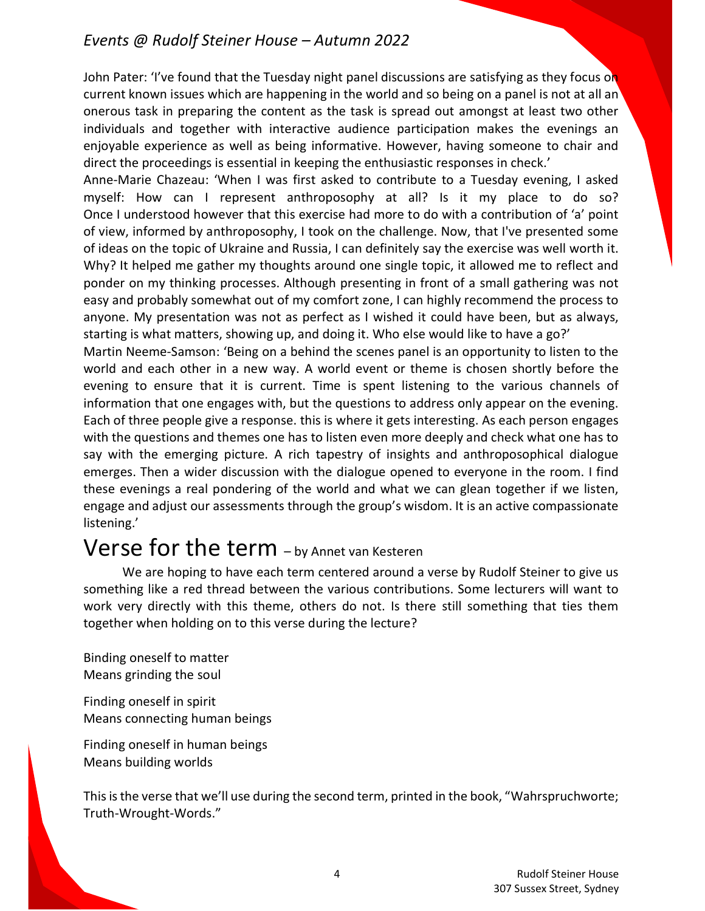John Pater: 'I've found that the Tuesday night panel discussions are satisfying as they focus on current known issues which are happening in the world and so being on a panel is not at all an onerous task in preparing the content as the task is spread out amongst at least two other individuals and together with interactive audience participation makes the evenings an enjoyable experience as well as being informative. However, having someone to chair and direct the proceedings is essential in keeping the enthusiastic responses in check.'

Anne-Marie Chazeau: 'When I was first asked to contribute to a Tuesday evening, I asked myself: How can I represent anthroposophy at all? Is it my place to do so? Once I understood however that this exercise had more to do with a contribution of 'a' point of view, informed by anthroposophy, I took on the challenge. Now, that I've presented some of ideas on the topic of Ukraine and Russia, I can definitely say the exercise was well worth it. Why? It helped me gather my thoughts around one single topic, it allowed me to reflect and ponder on my thinking processes. Although presenting in front of a small gathering was not easy and probably somewhat out of my comfort zone, I can highly recommend the process to anyone. My presentation was not as perfect as I wished it could have been, but as always, starting is what matters, showing up, and doing it. Who else would like to have a go?'

Martin Neeme-Samson: 'Being on a behind the scenes panel is an opportunity to listen to the world and each other in a new way. A world event or theme is chosen shortly before the evening to ensure that it is current. Time is spent listening to the various channels of information that one engages with, but the questions to address only appear on the evening. Each of three people give a response. this is where it gets interesting. As each person engages with the questions and themes one has to listen even more deeply and check what one has to say with the emerging picture. A rich tapestry of insights and anthroposophical dialogue emerges. Then a wider discussion with the dialogue opened to everyone in the room. I find these evenings a real pondering of the world and what we can glean together if we listen, engage and adjust our assessments through the group's wisdom. It is an active compassionate listening.'

# Verse for the term – by Annet van Kesteren

We are hoping to have each term centered around a verse by Rudolf Steiner to give us something like a red thread between the various contributions. Some lecturers will want to work very directly with this theme, others do not. Is there still something that ties them together when holding on to this verse during the lecture?

Binding oneself to matter
Means grinding the soul

Finding oneself in spirit
Means connecting human beings

Finding oneself in human beings
Means building worlds

This is the verse that we'll use during the second term, printed in the book, "Wahrspruchworte; Truth-Wrought-Words."